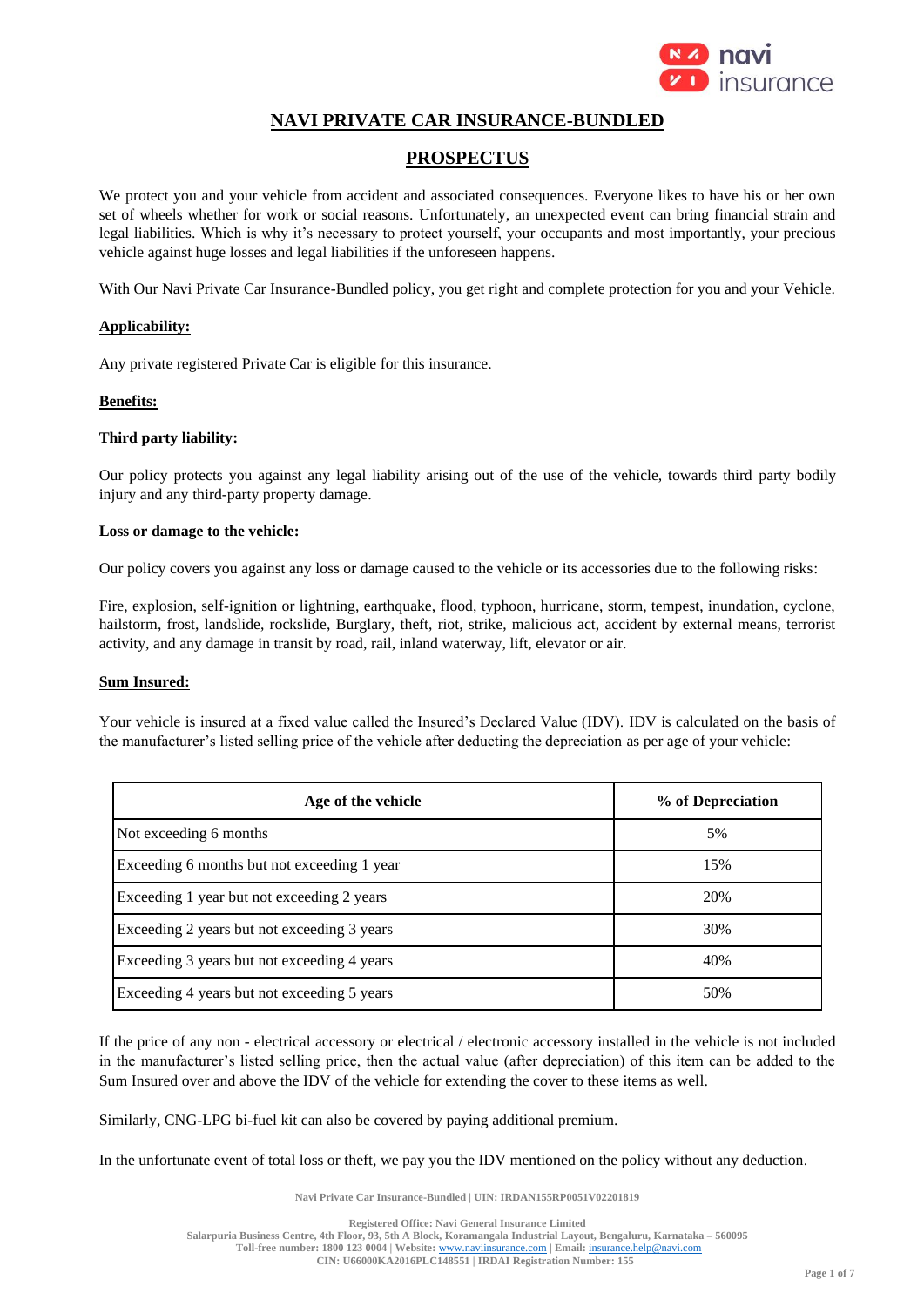# NAVI PRIVATE CAR INSURANCE-BUNDLED

## PROSPECTUS

We protect you and your vehicle from accident and associated consequences. Everyone likes to have his or her own set of wheels whether for work or social reasons. Unfortunately, an unexpected event can bring financial strain and legal liabilities. Which is why it's necessary to protect yourself, your occupants and most importantly, your precious vehicle against huge losses and legal liabilities if the unforeseen happens.

With Our Navi Private Car Insurance-Bundled policy, you get right and complete protection for you and your Vehicle.

### Applicability:

Any private registered Private Car is eligible for this insurance.

### Benefits:

**Third party liability:**

Our policy protects you against any legal liability arising out of the use of the vehicle, towards third party bodily injury and any third-party property damage.

**Loss or damage to the vehicle:**

Our policy covers you against any loss or damage caused to the vehicle or its accessories due to the following risks:

Fire, explosion, self-ignition or lightning, earthquake, flood, typhoon, hurricane, storm, tempest, inundation, cyclone, hailstorm, frost, landslide, rockslide, Burglary, theft, riot, strike, malicious act, accident by external means, terrorist activity, and any damage in transit by road, rail, inland waterway, lift, elevator or air.

### Sum Insured:

Your vehicle is insured at a fixed value called the Insured's Declared Value (IDV). IDV is calculated on the basis of the manufacturer's listed selling price of the vehicle after deducting the depreciation as per age of your vehicle:

| Age of the vehicle | % of Depreciation |
|---|---|
| Not exceeding 6 months | 5% |
| Exceeding 6 months but not exceeding 1 year | 15% |
| Exceeding 1 year but not exceeding 2 years | 20% |
| Exceeding 2 years but not exceeding 3 years | 30% |
| Exceeding 3 years but not exceeding 4 years | 40% |
| Exceeding 4 years but not exceeding 5 years | 50% |

If the price of any non - electrical accessory or electrical / electronic accessory installed in the vehicle is not included in the manufacturer's listed selling price, then the actual value (after depreciation) of this item can be added to the Sum Insured over and above the IDV of the vehicle for extending the cover to these items as well.

Similarly, CNG-LPG bi-fuel kit can also be covered by paying additional premium.

In the unfortunate event of total loss or theft, we pay you the IDV mentioned on the policy without any deduction.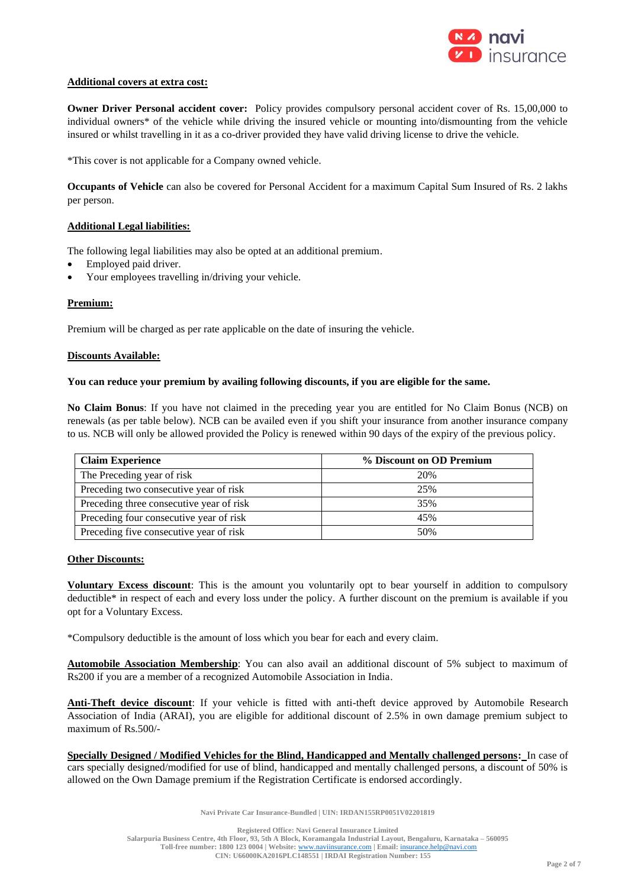**Additional covers at extra cost:**

**Owner Driver Personal accident cover:** Policy provides compulsory personal accident cover of Rs. 15,00,000 to individual owners* of the vehicle while driving the insured vehicle or mounting into/dismounting from the vehicle insured or whilst travelling in it as a co-driver provided they have valid driving license to drive the vehicle.

*This cover is not applicable for a Company owned vehicle.

**Occupants of Vehicle** can also be covered for Personal Accident for a maximum Capital Sum Insured of Rs. 2 lakhs per person.

**Additional Legal liabilities:**

The following legal liabilities may also be opted at an additional premium.

- Employed paid driver.
- Your employees travelling in/driving your vehicle.

**Premium:**

Premium will be charged as per rate applicable on the date of insuring the vehicle.

**Discounts Available:**

**You can reduce your premium by availing following discounts, if you are eligible for the same.**

**No Claim Bonus**: If you have not claimed in the preceding year you are entitled for No Claim Bonus (NCB) on renewals (as per table below). NCB can be availed even if you shift your insurance from another insurance company to us. NCB will only be allowed provided the Policy is renewed within 90 days of the expiry of the previous policy.

| Claim Experience | % Discount on OD Premium |
|---|---|
| The Preceding year of risk | 20% |
| Preceding two consecutive year of risk | 25% |
| Preceding three consecutive year of risk | 35% |
| Preceding four consecutive year of risk | 45% |
| Preceding five consecutive year of risk | 50% |

**Other Discounts:**

**Voluntary Excess discount**: This is the amount you voluntarily opt to bear yourself in addition to compulsory deductible* in respect of each and every loss under the policy. A further discount on the premium is available if you opt for a Voluntary Excess.

*Compulsory deductible is the amount of loss which you bear for each and every claim.

**Automobile Association Membership**: You can also avail an additional discount of 5% subject to maximum of Rs200 if you are a member of a recognized Automobile Association in India.

**Anti-Theft device discount**: If your vehicle is fitted with anti-theft device approved by Automobile Research Association of India (ARAI), you are eligible for additional discount of 2.5% in own damage premium subject to maximum of Rs.500/-

**Specially Designed / Modified Vehicles for the Blind, Handicapped and Mentally challenged persons:** In case of cars specially designed/modified for use of blind, handicapped and mentally challenged persons, a discount of 50% is allowed on the Own Damage premium if the Registration Certificate is endorsed accordingly.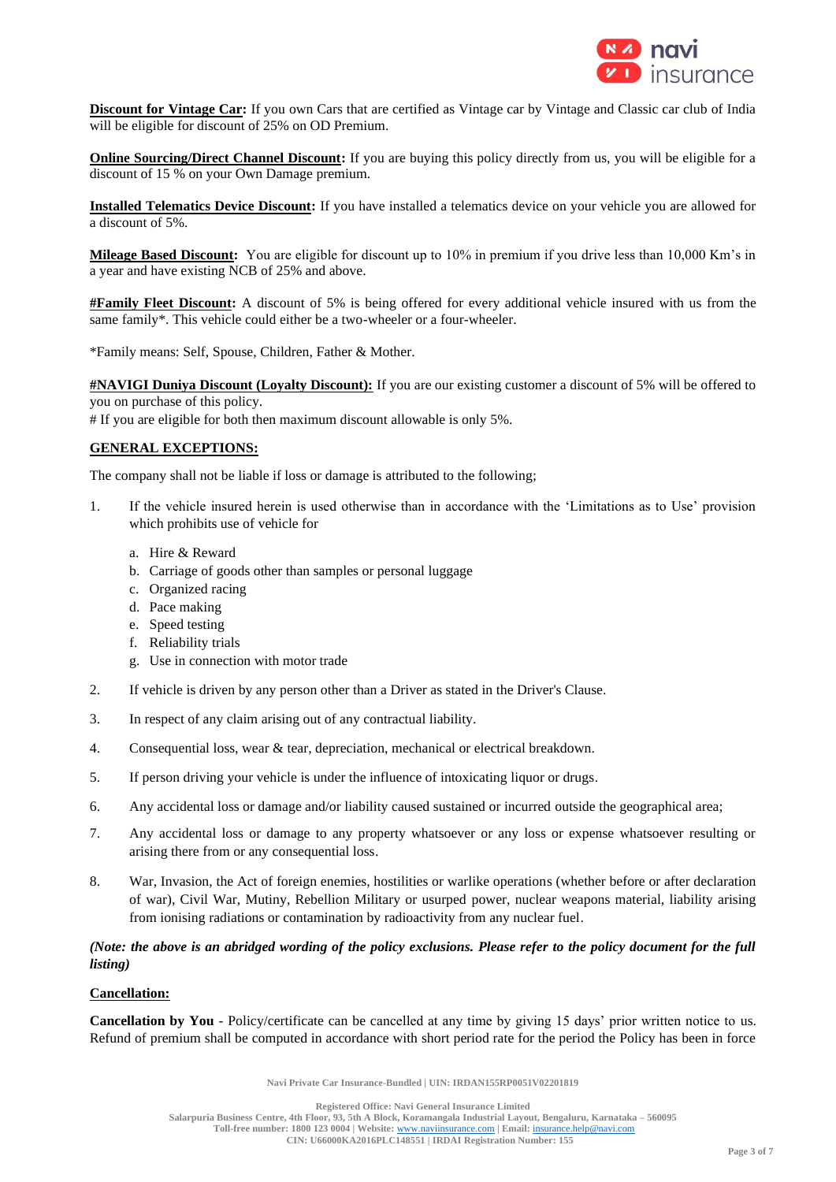**Discount for Vintage Car:** If you own Cars that are certified as Vintage car by Vintage and Classic car club of India will be eligible for discount of 25% on OD Premium.

**Online Sourcing/Direct Channel Discount:** If you are buying this policy directly from us, you will be eligible for a discount of 15 % on your Own Damage premium.

**Installed Telematics Device Discount:** If you have installed a telematics device on your vehicle you are allowed for a discount of 5%.

**Mileage Based Discount:** You are eligible for discount up to 10% in premium if you drive less than 10,000 Km's in a year and have existing NCB of 25% and above.

**#Family Fleet Discount:** A discount of 5% is being offered for every additional vehicle insured with us from the same family*. This vehicle could either be a two-wheeler or a four-wheeler.

*Family means: Self, Spouse, Children, Father & Mother.

**#NAVIGI Duniya Discount (Loyalty Discount):** If you are our existing customer a discount of 5% will be offered to you on purchase of this policy.
# If you are eligible for both then maximum discount allowable is only 5%.

## GENERAL EXCEPTIONS:

The company shall not be liable if loss or damage is attributed to the following;

1. If the vehicle insured herein is used otherwise than in accordance with the 'Limitations as to Use' provision which prohibits use of vehicle for
   a. Hire & Reward
   b. Carriage of goods other than samples or personal luggage
   c. Organized racing
   d. Pace making
   e. Speed testing
   f. Reliability trials
   g. Use in connection with motor trade
2. If vehicle is driven by any person other than a Driver as stated in the Driver's Clause.
3. In respect of any claim arising out of any contractual liability.
4. Consequential loss, wear & tear, depreciation, mechanical or electrical breakdown.
5. If person driving your vehicle is under the influence of intoxicating liquor or drugs.
6. Any accidental loss or damage and/or liability caused sustained or incurred outside the geographical area;
7. Any accidental loss or damage to any property whatsoever or any loss or expense whatsoever resulting or arising there from or any consequential loss.
8. War, Invasion, the Act of foreign enemies, hostilities or warlike operations (whether before or after declaration of war), Civil War, Mutiny, Rebellion Military or usurped power, nuclear weapons material, liability arising from ionising radiations or contamination by radioactivity from any nuclear fuel.

***(Note: the above is an abridged wording of the policy exclusions. Please refer to the policy document for the full listing)***

## Cancellation:

**Cancellation by You** - Policy/certificate can be cancelled at any time by giving 15 days' prior written notice to us. Refund of premium shall be computed in accordance with short period rate for the period the Policy has been in force

Navi Private Car Insurance-Bundled | UIN: IRDAN155RP0051V02201819

Registered Office: Navi General Insurance Limited
Salarpuria Business Centre, 4th Floor, 93, 5th A Block, Koramangala Industrial Layout, Bengaluru, Karnataka – 560095
Toll-free number: 1800 123 0004 | Website: www.naviinsurance.com | Email: insurance.help@navi.com
CIN: U66000KA2016PLC148551 | IRDAI Registration Number: 155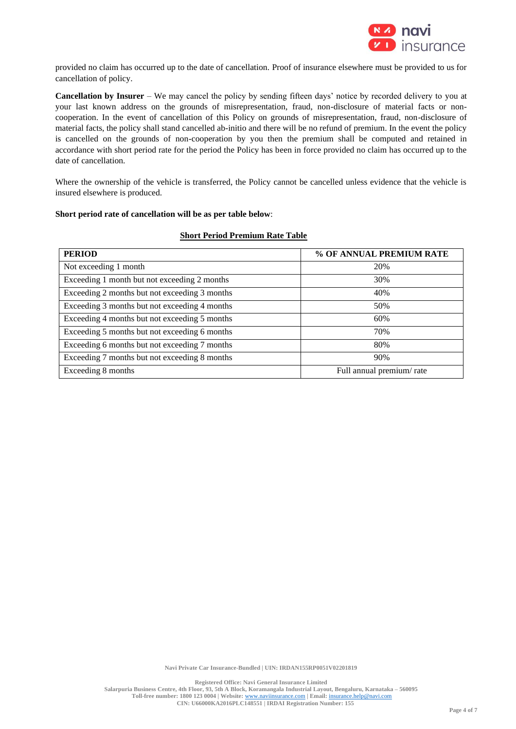provided no claim has occurred up to the date of cancellation. Proof of insurance elsewhere must be provided to us for cancellation of policy.

**Cancellation by Insurer** – We may cancel the policy by sending fifteen days' notice by recorded delivery to you at your last known address on the grounds of misrepresentation, fraud, non-disclosure of material facts or non-cooperation. In the event of cancellation of this Policy on grounds of misrepresentation, fraud, non-disclosure of material facts, the policy shall stand cancelled ab-initio and there will be no refund of premium. In the event the policy is cancelled on the grounds of non-cooperation by you then the premium shall be computed and retained in accordance with short period rate for the period the Policy has been in force provided no claim has occurred up to the date of cancellation.

Where the ownership of the vehicle is transferred, the Policy cannot be cancelled unless evidence that the vehicle is insured elsewhere is produced.

**Short period rate of cancellation will be as per table below**:

**Short Period Premium Rate Table**

| PERIOD | % OF ANNUAL PREMIUM RATE |
|---|---|
| Not exceeding 1 month | 20% |
| Exceeding 1 month but not exceeding 2 months | 30% |
| Exceeding 2 months but not exceeding 3 months | 40% |
| Exceeding 3 months but not exceeding 4 months | 50% |
| Exceeding 4 months but not exceeding 5 months | 60% |
| Exceeding 5 months but not exceeding 6 months | 70% |
| Exceeding 6 months but not exceeding 7 months | 80% |
| Exceeding 7 months but not exceeding 8 months | 90% |
| Exceeding 8 months | Full annual premium/ rate |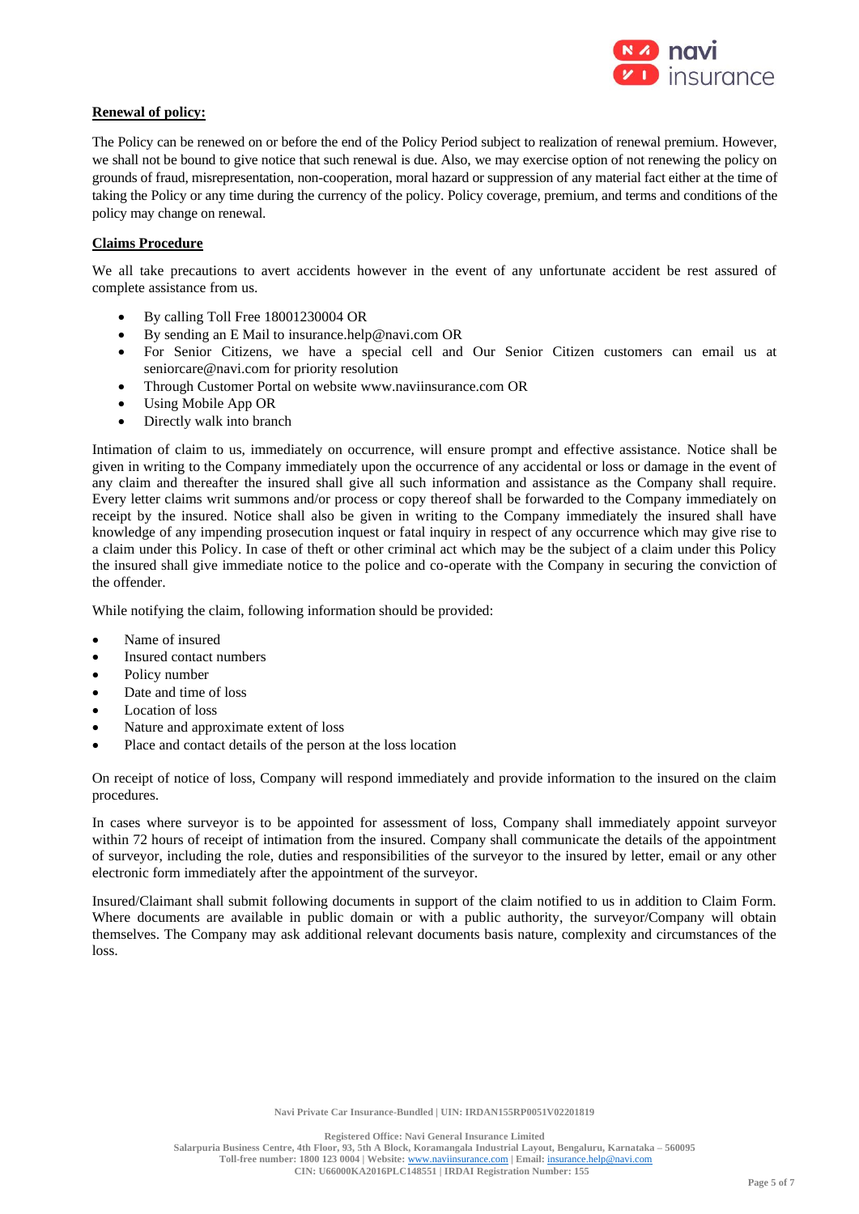**Renewal of policy:**

The Policy can be renewed on or before the end of the Policy Period subject to realization of renewal premium. However, we shall not be bound to give notice that such renewal is due. Also, we may exercise option of not renewing the policy on grounds of fraud, misrepresentation, non-cooperation, moral hazard or suppression of any material fact either at the time of taking the Policy or any time during the currency of the policy. Policy coverage, premium, and terms and conditions of the policy may change on renewal.

**Claims Procedure**

We all take precautions to avert accidents however in the event of any unfortunate accident be rest assured of complete assistance from us.

- By calling Toll Free 18001230004 OR
- By sending an E Mail to insurance.help@navi.com OR
- For Senior Citizens, we have a special cell and Our Senior Citizen customers can email us at seniorcare@navi.com for priority resolution
- Through Customer Portal on website www.naviinsurance.com OR
- Using Mobile App OR
- Directly walk into branch

Intimation of claim to us, immediately on occurrence, will ensure prompt and effective assistance. Notice shall be given in writing to the Company immediately upon the occurrence of any accidental or loss or damage in the event of any claim and thereafter the insured shall give all such information and assistance as the Company shall require. Every letter claims writ summons and/or process or copy thereof shall be forwarded to the Company immediately on receipt by the insured. Notice shall also be given in writing to the Company immediately the insured shall have knowledge of any impending prosecution inquest or fatal inquiry in respect of any occurrence which may give rise to a claim under this Policy. In case of theft or other criminal act which may be the subject of a claim under this Policy the insured shall give immediate notice to the police and co-operate with the Company in securing the conviction of the offender.

While notifying the claim, following information should be provided:

- Name of insured
- Insured contact numbers
- Policy number
- Date and time of loss
- Location of loss
- Nature and approximate extent of loss
- Place and contact details of the person at the loss location

On receipt of notice of loss, Company will respond immediately and provide information to the insured on the claim procedures.

In cases where surveyor is to be appointed for assessment of loss, Company shall immediately appoint surveyor within 72 hours of receipt of intimation from the insured. Company shall communicate the details of the appointment of surveyor, including the role, duties and responsibilities of the surveyor to the insured by letter, email or any other electronic form immediately after the appointment of the surveyor.

Insured/Claimant shall submit following documents in support of the claim notified to us in addition to Claim Form. Where documents are available in public domain or with a public authority, the surveyor/Company will obtain themselves. The Company may ask additional relevant documents basis nature, complexity and circumstances of the loss.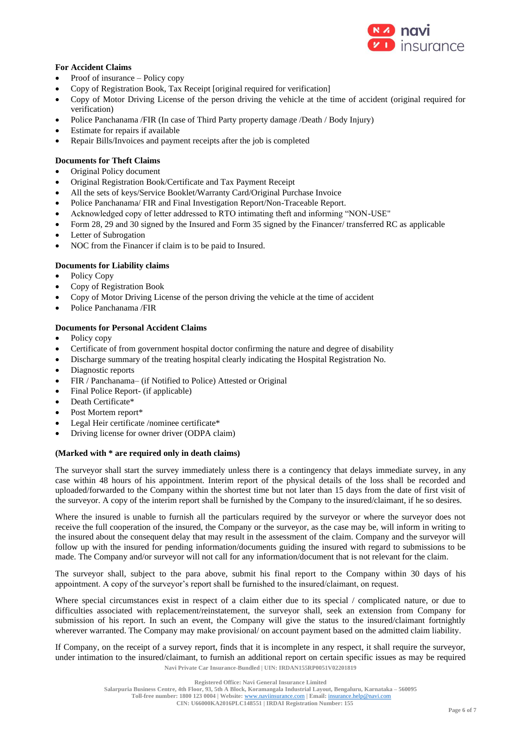**For Accident Claims**

- Proof of insurance – Policy copy
- Copy of Registration Book, Tax Receipt [original required for verification]
- Copy of Motor Driving License of the person driving the vehicle at the time of accident (original required for verification)
- Police Panchanama /FIR (In case of Third Party property damage /Death / Body Injury)
- Estimate for repairs if available
- Repair Bills/Invoices and payment receipts after the job is completed

**Documents for Theft Claims**

- Original Policy document
- Original Registration Book/Certificate and Tax Payment Receipt
- All the sets of keys/Service Booklet/Warranty Card/Original Purchase Invoice
- Police Panchanama/ FIR and Final Investigation Report/Non-Traceable Report.
- Acknowledged copy of letter addressed to RTO intimating theft and informing "NON-USE"
- Form 28, 29 and 30 signed by the Insured and Form 35 signed by the Financer/ transferred RC as applicable
- Letter of Subrogation
- NOC from the Financer if claim is to be paid to Insured.

**Documents for Liability claims**

- Policy Copy
- Copy of Registration Book
- Copy of Motor Driving License of the person driving the vehicle at the time of accident
- Police Panchanama /FIR

**Documents for Personal Accident Claims**

- Policy copy
- Certificate of from government hospital doctor confirming the nature and degree of disability
- Discharge summary of the treating hospital clearly indicating the Hospital Registration No.
- Diagnostic reports
- FIR / Panchanama– (if Notified to Police) Attested or Original
- Final Police Report- (if applicable)
- Death Certificate*
- Post Mortem report*
- Legal Heir certificate /nominee certificate*
- Driving license for owner driver (ODPA claim)

**(Marked with * are required only in death claims)**

The surveyor shall start the survey immediately unless there is a contingency that delays immediate survey, in any case within 48 hours of his appointment. Interim report of the physical details of the loss shall be recorded and uploaded/forwarded to the Company within the shortest time but not later than 15 days from the date of first visit of the surveyor. A copy of the interim report shall be furnished by the Company to the insured/claimant, if he so desires.

Where the insured is unable to furnish all the particulars required by the surveyor or where the surveyor does not receive the full cooperation of the insured, the Company or the surveyor, as the case may be, will inform in writing to the insured about the consequent delay that may result in the assessment of the claim. Company and the surveyor will follow up with the insured for pending information/documents guiding the insured with regard to submissions to be made. The Company and/or surveyor will not call for any information/document that is not relevant for the claim.

The surveyor shall, subject to the para above, submit his final report to the Company within 30 days of his appointment. A copy of the surveyor's report shall be furnished to the insured/claimant, on request.

Where special circumstances exist in respect of a claim either due to its special / complicated nature, or due to difficulties associated with replacement/reinstatement, the surveyor shall, seek an extension from Company for submission of his report. In such an event, the Company will give the status to the insured/claimant fortnightly wherever warranted. The Company may make provisional/ on account payment based on the admitted claim liability.

If Company, on the receipt of a survey report, finds that it is incomplete in any respect, it shall require the surveyor, under intimation to the insured/claimant, to furnish an additional report on certain specific issues as may be required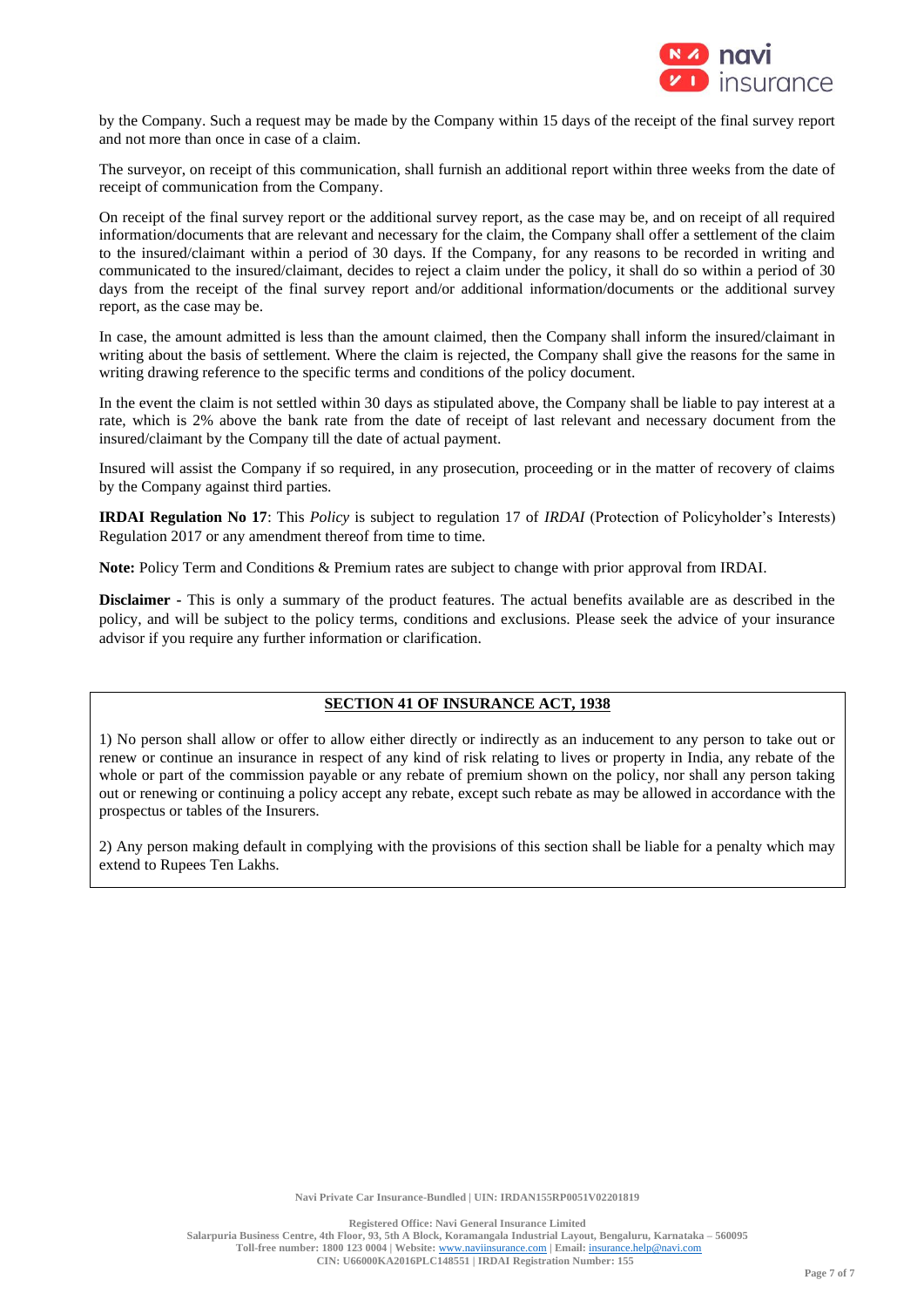by the Company. Such a request may be made by the Company within 15 days of the receipt of the final survey report and not more than once in case of a claim.

The surveyor, on receipt of this communication, shall furnish an additional report within three weeks from the date of receipt of communication from the Company.

On receipt of the final survey report or the additional survey report, as the case may be, and on receipt of all required information/documents that are relevant and necessary for the claim, the Company shall offer a settlement of the claim to the insured/claimant within a period of 30 days. If the Company, for any reasons to be recorded in writing and communicated to the insured/claimant, decides to reject a claim under the policy, it shall do so within a period of 30 days from the receipt of the final survey report and/or additional information/documents or the additional survey report, as the case may be.

In case, the amount admitted is less than the amount claimed, then the Company shall inform the insured/claimant in writing about the basis of settlement. Where the claim is rejected, the Company shall give the reasons for the same in writing drawing reference to the specific terms and conditions of the policy document.

In the event the claim is not settled within 30 days as stipulated above, the Company shall be liable to pay interest at a rate, which is 2% above the bank rate from the date of receipt of last relevant and necessary document from the insured/claimant by the Company till the date of actual payment.

Insured will assist the Company if so required, in any prosecution, proceeding or in the matter of recovery of claims by the Company against third parties.

**IRDAI Regulation No 17**: This *Policy* is subject to regulation 17 of *IRDAI* (Protection of Policyholder's Interests) Regulation 2017 or any amendment thereof from time to time.

**Note:** Policy Term and Conditions & Premium rates are subject to change with prior approval from IRDAI.

**Disclaimer -** This is only a summary of the product features. The actual benefits available are as described in the policy, and will be subject to the policy terms, conditions and exclusions. Please seek the advice of your insurance advisor if you require any further information or clarification.

**SECTION 41 OF INSURANCE ACT, 1938**

1) No person shall allow or offer to allow either directly or indirectly as an inducement to any person to take out or renew or continue an insurance in respect of any kind of risk relating to lives or property in India, any rebate of the whole or part of the commission payable or any rebate of premium shown on the policy, nor shall any person taking out or renewing or continuing a policy accept any rebate, except such rebate as may be allowed in accordance with the prospectus or tables of the Insurers.

2) Any person making default in complying with the provisions of this section shall be liable for a penalty which may extend to Rupees Ten Lakhs.